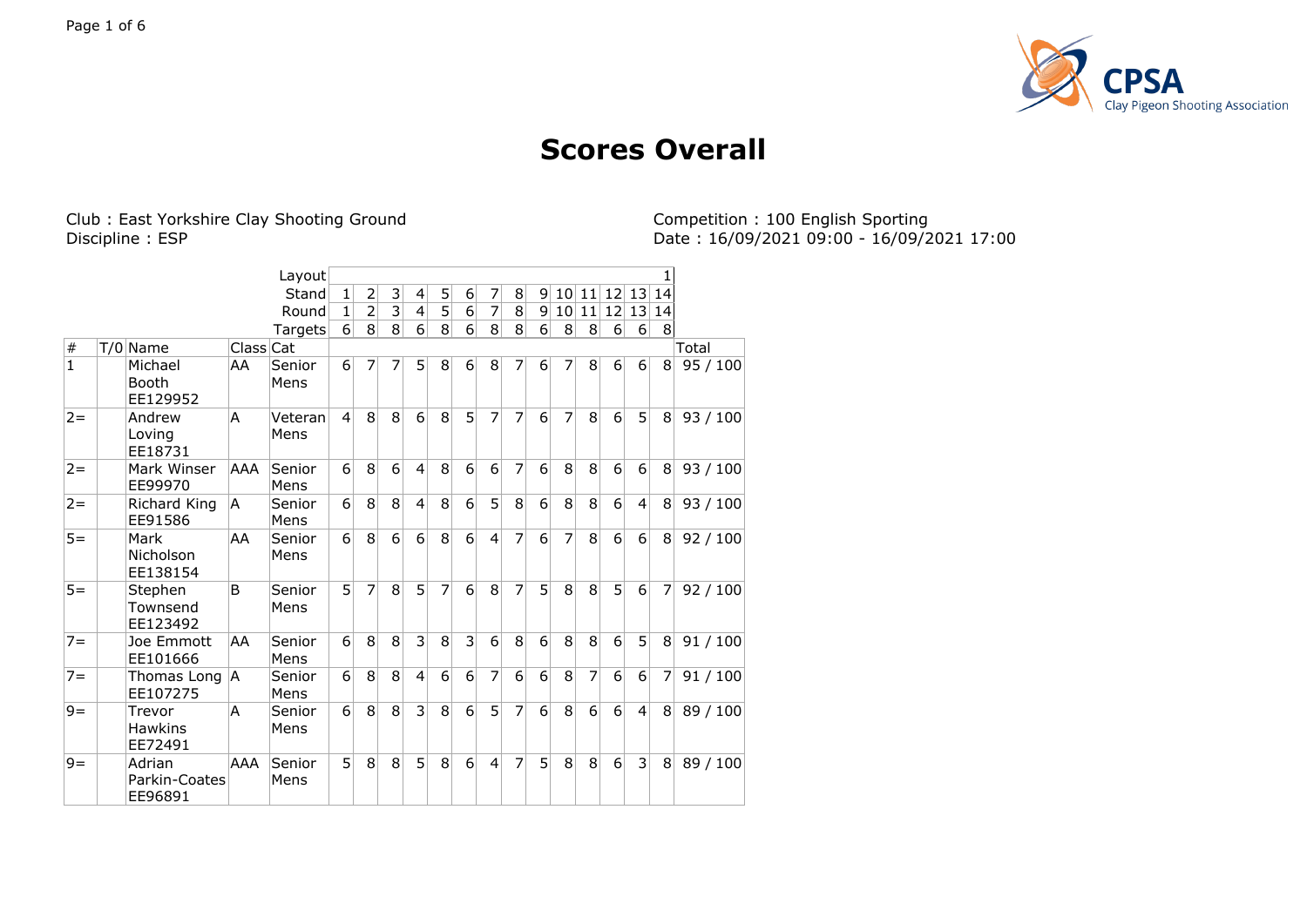# Scores Overall

Club : East Yorkshire Clay Shooting Ground
Discipline : ESP

Competition : 100 English Sporting
Date : 16/09/2021 09:00 - 16/09/2021 17:00

| | | | | Layout | | | | | | | | | | | | | | 1 | |
|---|---|---|---|---|---|---|---|---|---|---|---|---|---|---|---|---|---|---|---|
| | | | | Stand | 1 | 2 | 3 | 4 | 5 | 6 | 7 | 8 | 9 | 10 | 11 | 12 | 13 | 14 | |
| | | | | Round | 1 | 2 | 3 | 4 | 5 | 6 | 7 | 8 | 9 | 10 | 11 | 12 | 13 | 14 | |
| | | | | Targets | 6 | 8 | 8 | 6 | 8 | 6 | 8 | 8 | 6 | 8 | 8 | 6 | 6 | 8 | |
| # | T/0 | Name | Class | Cat | | | | | | | | | | | | | | | Total |
| 1 | | Michael Booth EE129952 | AA | Senior Mens | 6 | 7 | 7 | 5 | 8 | 6 | 8 | 7 | 6 | 7 | 8 | 6 | 6 | 8 | 95 / 100 |
| 2= | | Andrew Loving EE18731 | A | Veteran Mens | 4 | 8 | 8 | 6 | 8 | 5 | 7 | 7 | 6 | 7 | 8 | 6 | 5 | 8 | 93 / 100 |
| 2= | | Mark Winser EE99970 | AAA | Senior Mens | 6 | 8 | 6 | 4 | 8 | 6 | 6 | 7 | 6 | 8 | 8 | 6 | 6 | 8 | 93 / 100 |
| 2= | | Richard King EE91586 | A | Senior Mens | 6 | 8 | 8 | 4 | 8 | 6 | 5 | 8 | 6 | 8 | 8 | 6 | 4 | 8 | 93 / 100 |
| 5= | | Mark Nicholson EE138154 | AA | Senior Mens | 6 | 8 | 6 | 6 | 8 | 6 | 4 | 7 | 6 | 7 | 8 | 6 | 6 | 8 | 92 / 100 |
| 5= | | Stephen Townsend EE123492 | B | Senior Mens | 5 | 7 | 8 | 5 | 7 | 6 | 8 | 7 | 5 | 8 | 8 | 5 | 6 | 7 | 92 / 100 |
| 7= | | Joe Emmott EE101666 | AA | Senior Mens | 6 | 8 | 8 | 3 | 8 | 3 | 6 | 8 | 6 | 8 | 8 | 6 | 5 | 8 | 91 / 100 |
| 7= | | Thomas Long EE107275 | A | Senior Mens | 6 | 8 | 8 | 4 | 6 | 6 | 7 | 6 | 6 | 8 | 7 | 6 | 6 | 7 | 91 / 100 |
| 9= | | Trevor Hawkins EE72491 | A | Senior Mens | 6 | 8 | 8 | 3 | 8 | 6 | 5 | 7 | 6 | 8 | 6 | 6 | 4 | 8 | 89 / 100 |
| 9= | | Adrian Parkin-Coates EE96891 | AAA | Senior Mens | 5 | 8 | 8 | 5 | 8 | 6 | 4 | 7 | 5 | 8 | 8 | 6 | 3 | 8 | 89 / 100 |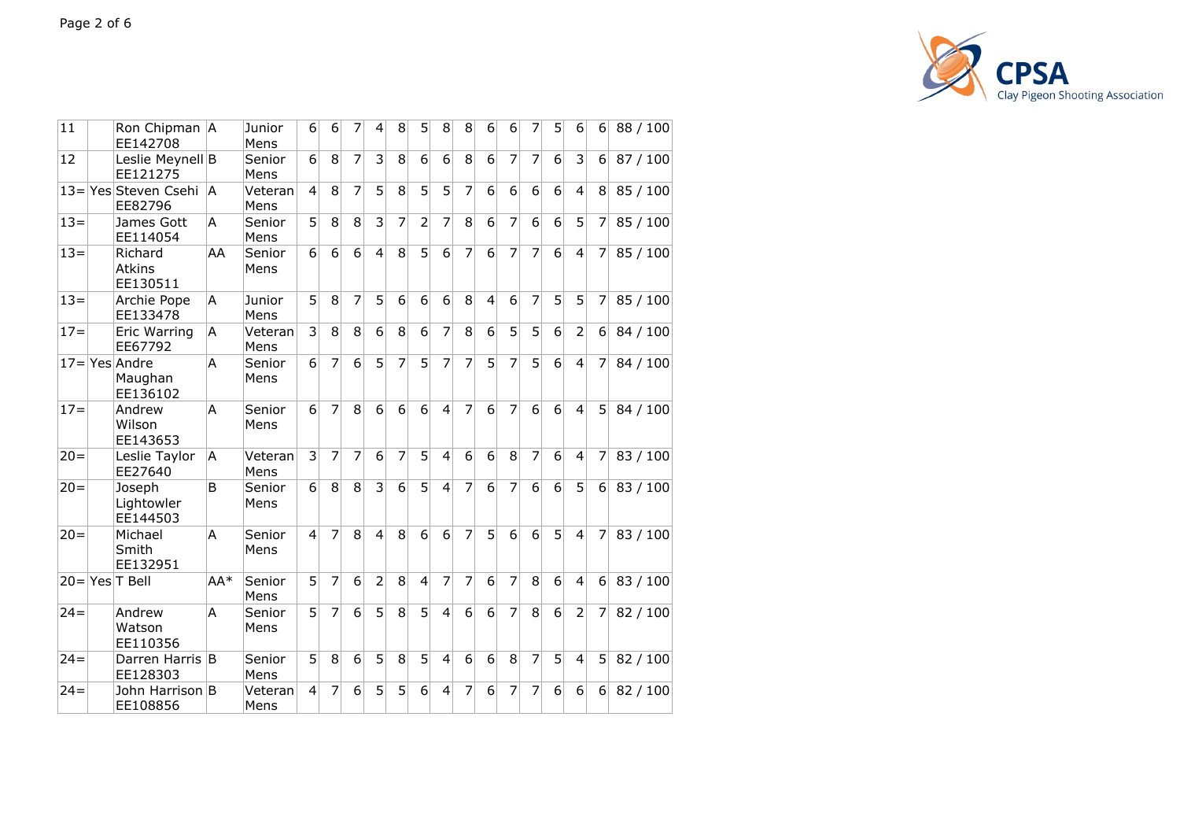| | | | | | | | | | | | | | | | | | | | | |
|---|---|---|---|---|---|---|---|---|---|---|---|---|---|---|---|---|---|---|---|---|
| 11 | | Ron Chipman EE142708 | A | Junior Mens | 6 | 6 | 7 | 4 | 8 | 5 | 8 | 8 | 6 | 6 | 7 | 5 | 6 | 6 | 88 / 100 |
| 12 | | Leslie Meynell EE121275 | B | Senior Mens | 6 | 8 | 7 | 3 | 8 | 6 | 6 | 8 | 6 | 7 | 7 | 6 | 3 | 6 | 87 / 100 |
| 13= | Yes | Steven Csehi EE82796 | A | Veteran Mens | 4 | 8 | 7 | 5 | 8 | 5 | 5 | 7 | 6 | 6 | 6 | 6 | 4 | 8 | 85 / 100 |
| 13= | | James Gott EE114054 | A | Senior Mens | 5 | 8 | 8 | 3 | 7 | 2 | 7 | 8 | 6 | 7 | 6 | 6 | 5 | 7 | 85 / 100 |
| 13= | | Richard Atkins EE130511 | AA | Senior Mens | 6 | 6 | 6 | 4 | 8 | 5 | 6 | 7 | 6 | 7 | 7 | 6 | 4 | 7 | 85 / 100 |
| 13= | | Archie Pope EE133478 | A | Junior Mens | 5 | 8 | 7 | 5 | 6 | 6 | 6 | 8 | 4 | 6 | 7 | 5 | 5 | 7 | 85 / 100 |
| 17= | | Eric Warring EE67792 | A | Veteran Mens | 3 | 8 | 8 | 6 | 8 | 6 | 7 | 8 | 6 | 5 | 5 | 6 | 2 | 6 | 84 / 100 |
| 17= | Yes | Andre Maughan EE136102 | A | Senior Mens | 6 | 7 | 6 | 5 | 7 | 5 | 7 | 7 | 5 | 7 | 5 | 6 | 4 | 7 | 84 / 100 |
| 17= | | Andrew Wilson EE143653 | A | Senior Mens | 6 | 7 | 8 | 6 | 6 | 6 | 4 | 7 | 6 | 7 | 6 | 6 | 4 | 5 | 84 / 100 |
| 20= | | Leslie Taylor EE27640 | A | Veteran Mens | 3 | 7 | 7 | 6 | 7 | 5 | 4 | 6 | 6 | 8 | 7 | 6 | 4 | 7 | 83 / 100 |
| 20= | | Joseph Lightowler EE144503 | B | Senior Mens | 6 | 8 | 8 | 3 | 6 | 5 | 4 | 7 | 6 | 7 | 6 | 6 | 5 | 6 | 83 / 100 |
| 20= | | Michael Smith EE132951 | A | Senior Mens | 4 | 7 | 8 | 4 | 8 | 6 | 6 | 7 | 5 | 6 | 6 | 5 | 4 | 7 | 83 / 100 |
| 20= | Yes | T Bell | AA* | Senior Mens | 5 | 7 | 6 | 2 | 8 | 4 | 7 | 7 | 6 | 7 | 8 | 6 | 4 | 6 | 83 / 100 |
| 24= | | Andrew Watson EE110356 | A | Senior Mens | 5 | 7 | 6 | 5 | 8 | 5 | 4 | 6 | 6 | 7 | 8 | 6 | 2 | 7 | 82 / 100 |
| 24= | | Darren Harris EE128303 | B | Senior Mens | 5 | 8 | 6 | 5 | 8 | 5 | 4 | 6 | 6 | 8 | 7 | 5 | 4 | 5 | 82 / 100 |
| 24= | | John Harrison EE108856 | B | Veteran Mens | 4 | 7 | 6 | 5 | 5 | 6 | 4 | 7 | 6 | 7 | 7 | 6 | 6 | 6 | 82 / 100 |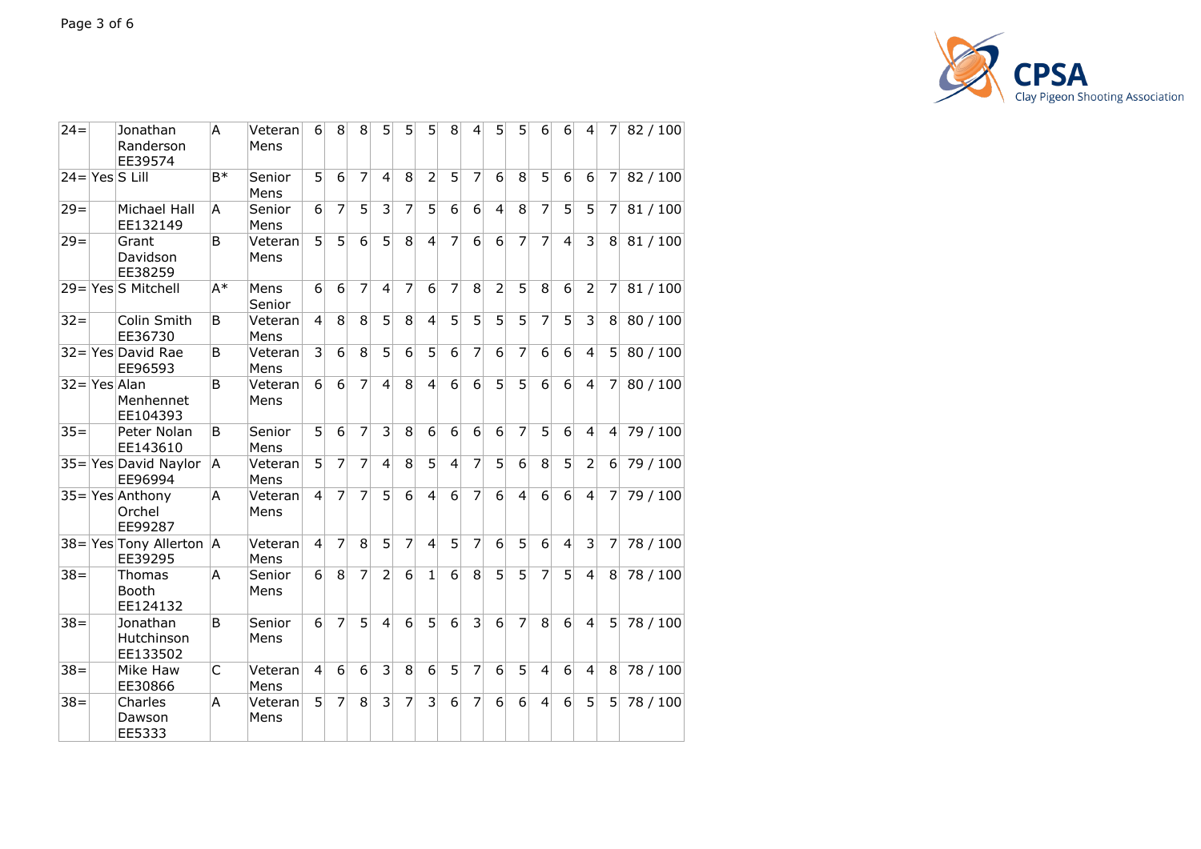| | | | | | | | | | | | | | | | | | | | |
|---|---|---|---|---|---|---|---|---|---|---|---|---|---|---|---|---|---|---|---|
| 24= | | Jonathan Randerson EE39574 | A | Veteran Mens | 6 | 8 | 8 | 5 | 5 | 5 | 8 | 4 | 5 | 5 | 6 | 6 | 4 | 7 | 82 / 100 |
| 24= | Yes | S Lill | B* | Senior Mens | 5 | 6 | 7 | 4 | 8 | 2 | 5 | 7 | 6 | 8 | 5 | 6 | 6 | 7 | 82 / 100 |
| 29= | | Michael Hall EE132149 | A | Senior Mens | 6 | 7 | 5 | 3 | 7 | 5 | 6 | 6 | 4 | 8 | 7 | 5 | 5 | 7 | 81 / 100 |
| 29= | | Grant Davidson EE38259 | B | Veteran Mens | 5 | 5 | 6 | 5 | 8 | 4 | 7 | 6 | 6 | 7 | 7 | 4 | 3 | 8 | 81 / 100 |
| 29= | Yes | S Mitchell | A* | Mens Senior | 6 | 6 | 7 | 4 | 7 | 6 | 7 | 8 | 2 | 5 | 8 | 6 | 2 | 7 | 81 / 100 |
| 32= | | Colin Smith EE36730 | B | Veteran Mens | 4 | 8 | 8 | 5 | 8 | 4 | 5 | 5 | 5 | 5 | 7 | 5 | 3 | 8 | 80 / 100 |
| 32= | Yes | David Rae EE96593 | B | Veteran Mens | 3 | 6 | 8 | 5 | 6 | 5 | 6 | 7 | 6 | 7 | 6 | 6 | 4 | 5 | 80 / 100 |
| 32= | Yes | Alan Menhennet EE104393 | B | Veteran Mens | 6 | 6 | 7 | 4 | 8 | 4 | 6 | 6 | 5 | 5 | 6 | 6 | 4 | 7 | 80 / 100 |
| 35= | | Peter Nolan EE143610 | B | Senior Mens | 5 | 6 | 7 | 3 | 8 | 6 | 6 | 6 | 6 | 7 | 5 | 6 | 4 | 4 | 79 / 100 |
| 35= | Yes | David Naylor EE96994 | A | Veteran Mens | 5 | 7 | 7 | 4 | 8 | 5 | 4 | 7 | 5 | 6 | 8 | 5 | 2 | 6 | 79 / 100 |
| 35= | Yes | Anthony Orchel EE99287 | A | Veteran Mens | 4 | 7 | 7 | 5 | 6 | 4 | 6 | 7 | 6 | 4 | 6 | 6 | 4 | 7 | 79 / 100 |
| 38= | Yes | Tony Allerton EE39295 | A | Veteran Mens | 4 | 7 | 8 | 5 | 7 | 4 | 5 | 7 | 6 | 5 | 6 | 4 | 3 | 7 | 78 / 100 |
| 38= | | Thomas Booth EE124132 | A | Senior Mens | 6 | 8 | 7 | 2 | 6 | 1 | 6 | 8 | 5 | 5 | 7 | 5 | 4 | 8 | 78 / 100 |
| 38= | | Jonathan Hutchinson EE133502 | B | Senior Mens | 6 | 7 | 5 | 4 | 6 | 5 | 6 | 3 | 6 | 7 | 8 | 6 | 4 | 5 | 78 / 100 |
| 38= | | Mike Haw EE30866 | C | Veteran Mens | 4 | 6 | 6 | 3 | 8 | 6 | 5 | 7 | 6 | 5 | 4 | 6 | 4 | 8 | 78 / 100 |
| 38= | | Charles Dawson EE5333 | A | Veteran Mens | 5 | 7 | 8 | 3 | 7 | 3 | 6 | 7 | 6 | 6 | 4 | 6 | 5 | 5 | 78 / 100 |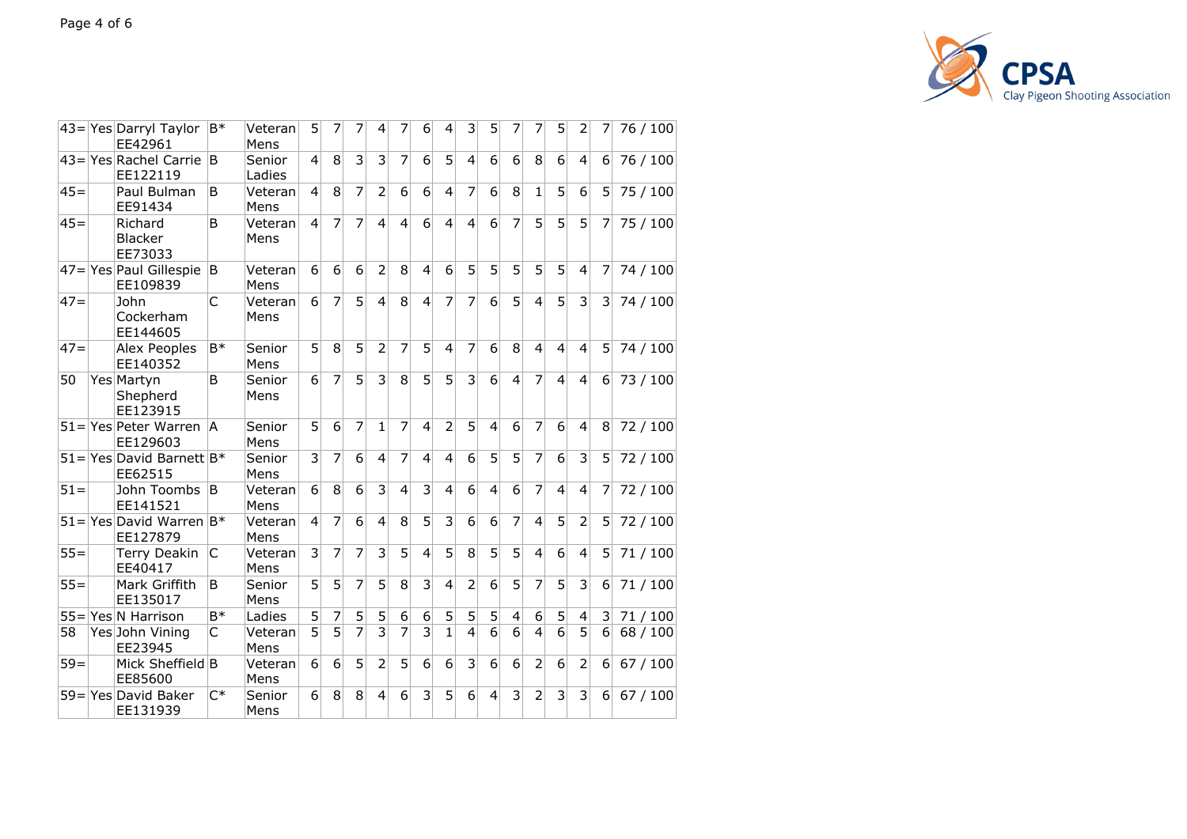| | | | | | | | | | | | | | | | | | | | |
|---|---|---|---|---|---|---|---|---|---|---|---|---|---|---|---|---|---|---|---|
| 43= | Yes | Darryl Taylor EE42961 | B* | Veteran Mens | 5 | 7 | 7 | 4 | 7 | 6 | 4 | 3 | 5 | 7 | 7 | 5 | 2 | 7 | 76 / 100 |
| 43= | Yes | Rachel Carrie EE122119 | B | Senior Ladies | 4 | 8 | 3 | 3 | 7 | 6 | 5 | 4 | 6 | 6 | 8 | 6 | 4 | 6 | 76 / 100 |
| 45= | | Paul Bulman EE91434 | B | Veteran Mens | 4 | 8 | 7 | 2 | 6 | 6 | 4 | 7 | 6 | 8 | 1 | 5 | 6 | 5 | 75 / 100 |
| 45= | | Richard Blacker EE73033 | B | Veteran Mens | 4 | 7 | 7 | 4 | 4 | 6 | 4 | 4 | 6 | 7 | 5 | 5 | 5 | 7 | 75 / 100 |
| 47= | Yes | Paul Gillespie EE109839 | B | Veteran Mens | 6 | 6 | 6 | 2 | 8 | 4 | 6 | 5 | 5 | 5 | 5 | 5 | 4 | 7 | 74 / 100 |
| 47= | | John Cockerham EE144605 | C | Veteran Mens | 6 | 7 | 5 | 4 | 8 | 4 | 7 | 7 | 6 | 5 | 4 | 5 | 3 | 3 | 74 / 100 |
| 47= | | Alex Peoples EE140352 | B* | Senior Mens | 5 | 8 | 5 | 2 | 7 | 5 | 4 | 7 | 6 | 8 | 4 | 4 | 4 | 5 | 74 / 100 |
| 50 | Yes | Martyn Shepherd EE123915 | B | Senior Mens | 6 | 7 | 5 | 3 | 8 | 5 | 5 | 3 | 6 | 4 | 7 | 4 | 4 | 6 | 73 / 100 |
| 51= | Yes | Peter Warren EE129603 | A | Senior Mens | 5 | 6 | 7 | 1 | 7 | 4 | 2 | 5 | 4 | 6 | 7 | 6 | 4 | 8 | 72 / 100 |
| 51= | Yes | David Barnett EE62515 | B* | Senior Mens | 3 | 7 | 6 | 4 | 7 | 4 | 4 | 6 | 5 | 5 | 7 | 6 | 3 | 5 | 72 / 100 |
| 51= | | John Toombs EE141521 | B | Veteran Mens | 6 | 8 | 6 | 3 | 4 | 3 | 4 | 6 | 4 | 6 | 7 | 4 | 4 | 7 | 72 / 100 |
| 51= | Yes | David Warren EE127879 | B* | Veteran Mens | 4 | 7 | 6 | 4 | 8 | 5 | 3 | 6 | 6 | 7 | 4 | 5 | 2 | 5 | 72 / 100 |
| 55= | | Terry Deakin EE40417 | C | Veteran Mens | 3 | 7 | 7 | 3 | 5 | 4 | 5 | 8 | 5 | 5 | 4 | 6 | 4 | 5 | 71 / 100 |
| 55= | | Mark Griffith EE135017 | B | Senior Mens | 5 | 5 | 7 | 5 | 8 | 3 | 4 | 2 | 6 | 5 | 7 | 5 | 3 | 6 | 71 / 100 |
| 55= | Yes | N Harrison | B* | Ladies | 5 | 7 | 5 | 5 | 6 | 6 | 5 | 5 | 5 | 4 | 6 | 5 | 4 | 3 | 71 / 100 |
| 58 | Yes | John Vining EE23945 | C | Veteran Mens | 5 | 5 | 7 | 3 | 7 | 3 | 1 | 4 | 6 | 6 | 4 | 6 | 5 | 6 | 68 / 100 |
| 59= | | Mick Sheffield EE85600 | B | Veteran Mens | 6 | 6 | 5 | 2 | 5 | 6 | 6 | 3 | 6 | 6 | 2 | 6 | 2 | 6 | 67 / 100 |
| 59= | Yes | David Baker EE131939 | C* | Senior Mens | 6 | 8 | 8 | 4 | 6 | 3 | 5 | 6 | 4 | 3 | 2 | 3 | 3 | 6 | 67 / 100 |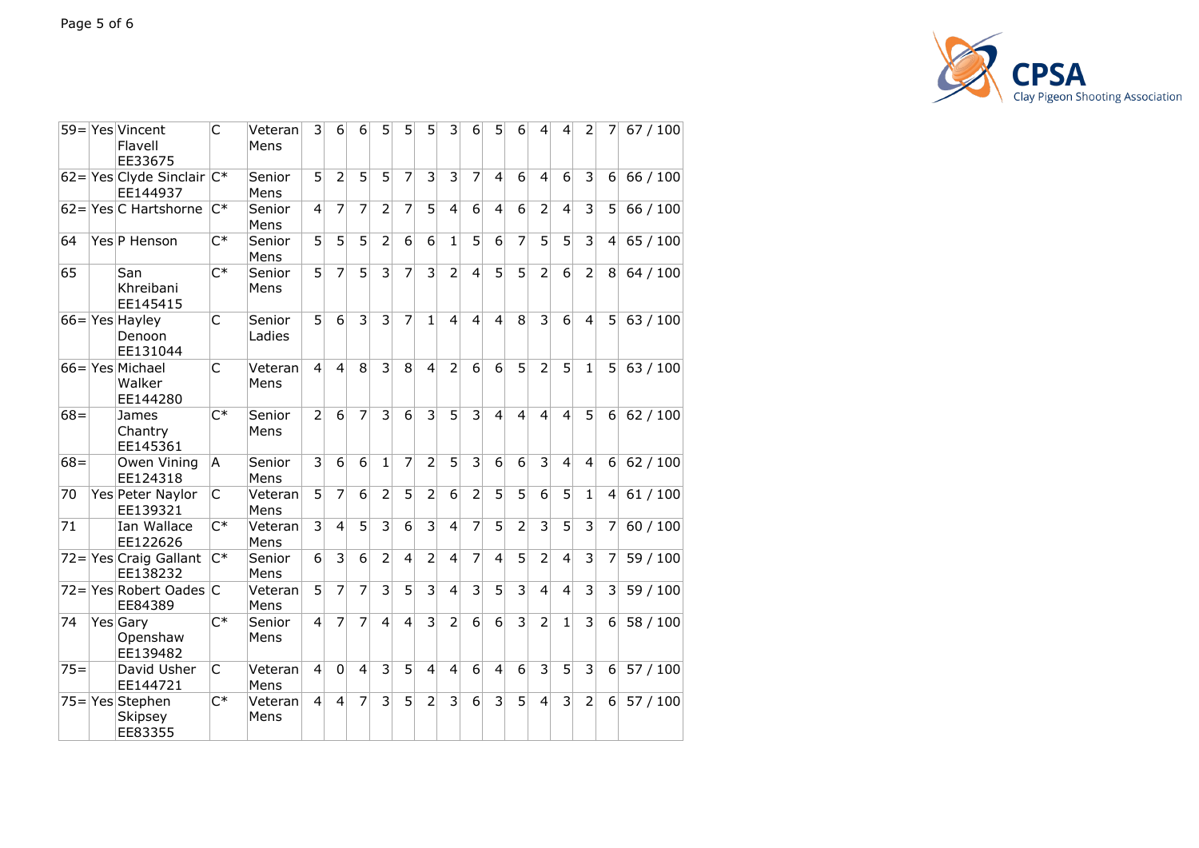| | | | | | | | | | | | | | | | | | | | |
|---|---|---|---|---|---|---|---|---|---|---|---|---|---|---|---|---|---|---|---|
| 59= | Yes | Vincent Flavell EE33675 | C | Veteran Mens | 3 | 6 | 6 | 5 | 5 | 5 | 3 | 6 | 5 | 6 | 4 | 4 | 2 | 7 | 67 / 100 |
| 62= | Yes | Clyde Sinclair EE144937 | C* | Senior Mens | 5 | 2 | 5 | 5 | 7 | 3 | 3 | 7 | 4 | 6 | 4 | 6 | 3 | 6 | 66 / 100 |
| 62= | Yes | C Hartshorne | C* | Senior Mens | 4 | 7 | 7 | 2 | 7 | 5 | 4 | 6 | 4 | 6 | 2 | 4 | 3 | 5 | 66 / 100 |
| 64 | Yes | P Henson | C* | Senior Mens | 5 | 5 | 5 | 2 | 6 | 6 | 1 | 5 | 6 | 7 | 5 | 5 | 3 | 4 | 65 / 100 |
| 65 | | San Khreibani EE145415 | C* | Senior Mens | 5 | 7 | 5 | 3 | 7 | 3 | 2 | 4 | 5 | 5 | 2 | 6 | 2 | 8 | 64 / 100 |
| 66= | Yes | Hayley Denoon EE131044 | C | Senior Ladies | 5 | 6 | 3 | 3 | 7 | 1 | 4 | 4 | 4 | 8 | 3 | 6 | 4 | 5 | 63 / 100 |
| 66= | Yes | Michael Walker EE144280 | C | Veteran Mens | 4 | 4 | 8 | 3 | 8 | 4 | 2 | 6 | 6 | 5 | 2 | 5 | 1 | 5 | 63 / 100 |
| 68= | | James Chantry EE145361 | C* | Senior Mens | 2 | 6 | 7 | 3 | 6 | 3 | 5 | 3 | 4 | 4 | 4 | 4 | 5 | 6 | 62 / 100 |
| 68= | | Owen Vining EE124318 | A | Senior Mens | 3 | 6 | 6 | 1 | 7 | 2 | 5 | 3 | 6 | 6 | 3 | 4 | 4 | 6 | 62 / 100 |
| 70 | Yes | Peter Naylor EE139321 | C | Veteran Mens | 5 | 7 | 6 | 2 | 5 | 2 | 6 | 2 | 5 | 5 | 6 | 5 | 1 | 4 | 61 / 100 |
| 71 | | Ian Wallace EE122626 | C* | Veteran Mens | 3 | 4 | 5 | 3 | 6 | 3 | 4 | 7 | 5 | 2 | 3 | 5 | 3 | 7 | 60 / 100 |
| 72= | Yes | Craig Gallant EE138232 | C* | Senior Mens | 6 | 3 | 6 | 2 | 4 | 2 | 4 | 7 | 4 | 5 | 2 | 4 | 3 | 7 | 59 / 100 |
| 72= | Yes | Robert Oades EE84389 | C | Veteran Mens | 5 | 7 | 7 | 3 | 5 | 3 | 4 | 3 | 5 | 3 | 4 | 4 | 3 | 3 | 59 / 100 |
| 74 | Yes | Gary Openshaw EE139482 | C* | Senior Mens | 4 | 7 | 7 | 4 | 4 | 3 | 2 | 6 | 6 | 3 | 2 | 1 | 3 | 6 | 58 / 100 |
| 75= | | David Usher EE144721 | C | Veteran Mens | 4 | 0 | 4 | 3 | 5 | 4 | 4 | 6 | 4 | 6 | 3 | 5 | 3 | 6 | 57 / 100 |
| 75= | Yes | Stephen Skipsey EE83355 | C* | Veteran Mens | 4 | 4 | 7 | 3 | 5 | 2 | 3 | 6 | 3 | 5 | 4 | 3 | 2 | 6 | 57 / 100 |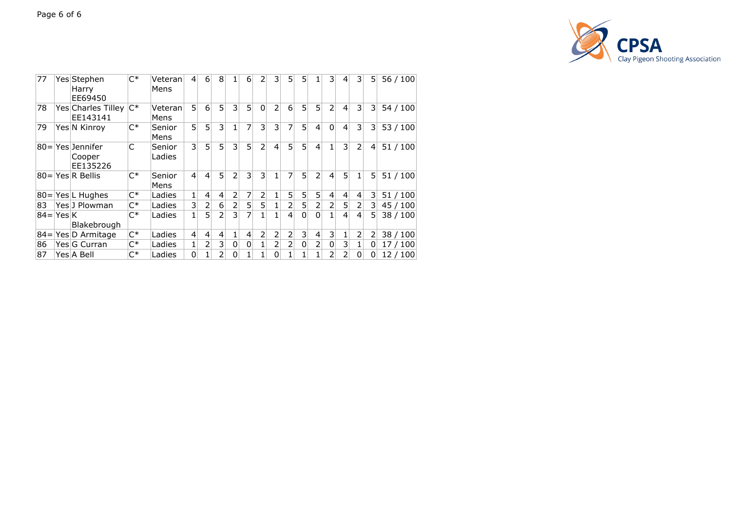| | | | | | | | | | | | | | | | | | | | | |
|---|---|---|---|---|---|---|---|---|---|---|---|---|---|---|---|---|---|---|---|---|
| 77 | Yes | Stephen Harry EE69450 | C* | Veteran Mens | 4 | 6 | 8 | 1 | 6 | 2 | 3 | 5 | 5 | 1 | 3 | 4 | 3 | 5 | 56 / 100 |
| 78 | Yes | Charles Tilley EE143141 | C* | Veteran Mens | 5 | 6 | 5 | 3 | 5 | 0 | 2 | 6 | 5 | 5 | 2 | 4 | 3 | 3 | 54 / 100 |
| 79 | Yes | N Kinroy | C* | Senior Mens | 5 | 5 | 3 | 1 | 7 | 3 | 3 | 7 | 5 | 4 | 0 | 4 | 3 | 3 | 53 / 100 |
| 80= | Yes | Jennifer Cooper EE135226 | C | Senior Ladies | 3 | 5 | 5 | 3 | 5 | 2 | 4 | 5 | 5 | 4 | 1 | 3 | 2 | 4 | 51 / 100 |
| 80= | Yes | R Bellis | C* | Senior Mens | 4 | 4 | 5 | 2 | 3 | 3 | 1 | 7 | 5 | 2 | 4 | 5 | 1 | 5 | 51 / 100 |
| 80= | Yes | L Hughes | C* | Ladies | 1 | 4 | 4 | 2 | 7 | 2 | 1 | 5 | 5 | 5 | 4 | 4 | 4 | 3 | 51 / 100 |
| 83 | Yes | J Plowman | C* | Ladies | 3 | 2 | 6 | 2 | 5 | 5 | 1 | 2 | 5 | 2 | 2 | 5 | 2 | 3 | 45 / 100 |
| 84= | Yes | K Blakebrough | C* | Ladies | 1 | 5 | 2 | 3 | 7 | 1 | 1 | 4 | 0 | 0 | 1 | 4 | 4 | 5 | 38 / 100 |
| 84= | Yes | D Armitage | C* | Ladies | 4 | 4 | 4 | 1 | 4 | 2 | 2 | 2 | 3 | 4 | 3 | 1 | 2 | 2 | 38 / 100 |
| 86 | Yes | G Curran | C* | Ladies | 1 | 2 | 3 | 0 | 0 | 1 | 2 | 2 | 0 | 2 | 0 | 3 | 1 | 0 | 17 / 100 |
| 87 | Yes | A Bell | C* | Ladies | 0 | 1 | 2 | 0 | 1 | 1 | 0 | 1 | 1 | 1 | 2 | 2 | 0 | 0 | 12 / 100 |